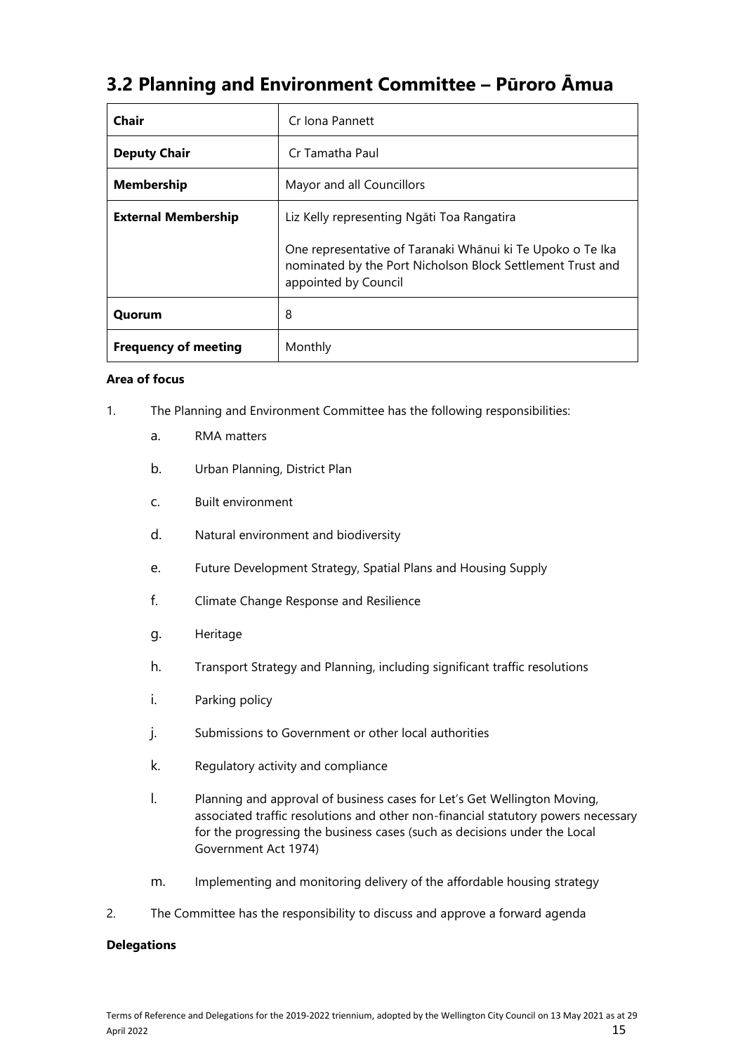## 3.2 Planning and Environment Committee – Pūroro Āmua

| | |
|---|---|
| **Chair** | Cr Iona Pannett |
| **Deputy Chair** | Cr Tamatha Paul |
| **Membership** | Mayor and all Councillors |
| **External Membership** | Liz Kelly representing Ngāti Toa Rangatira<br><br>One representative of Taranaki Whānui ki Te Upoko o Te Ika nominated by the Port Nicholson Block Settlement Trust and appointed by Council |
| **Quorum** | 8 |
| **Frequency of meeting** | Monthly |

**Area of focus**

1. The Planning and Environment Committee has the following responsibilities:
   a. RMA matters
   b. Urban Planning, District Plan
   c. Built environment
   d. Natural environment and biodiversity
   e. Future Development Strategy, Spatial Plans and Housing Supply
   f. Climate Change Response and Resilience
   g. Heritage
   h. Transport Strategy and Planning, including significant traffic resolutions
   i. Parking policy
   j. Submissions to Government or other local authorities
   k. Regulatory activity and compliance
   l. Planning and approval of business cases for Let's Get Wellington Moving, associated traffic resolutions and other non-financial statutory powers necessary for the progressing the business cases (such as decisions under the Local Government Act 1974)
   m. Implementing and monitoring delivery of the affordable housing strategy
2. The Committee has the responsibility to discuss and approve a forward agenda

**Delegations**

Terms of Reference and Delegations for the 2019-2022 triennium, adopted by the Wellington City Council on 13 May 2021 as at 29 April 2022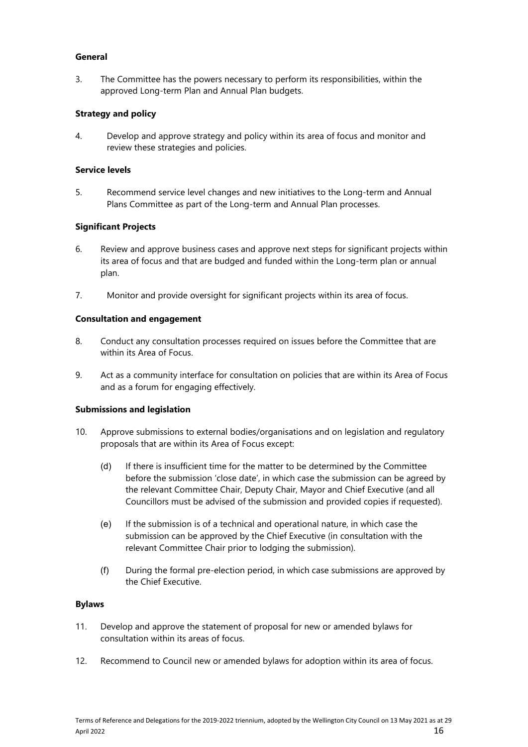**General**

3. The Committee has the powers necessary to perform its responsibilities, within the approved Long-term Plan and Annual Plan budgets.

**Strategy and policy**

4. Develop and approve strategy and policy within its area of focus and monitor and review these strategies and policies.

**Service levels**

5. Recommend service level changes and new initiatives to the Long-term and Annual Plans Committee as part of the Long-term and Annual Plan processes.

**Significant Projects**

6. Review and approve business cases and approve next steps for significant projects within its area of focus and that are budged and funded within the Long-term plan or annual plan.

7. Monitor and provide oversight for significant projects within its area of focus.

**Consultation and engagement**

8. Conduct any consultation processes required on issues before the Committee that are within its Area of Focus.

9. Act as a community interface for consultation on policies that are within its Area of Focus and as a forum for engaging effectively.

**Submissions and legislation**

10. Approve submissions to external bodies/organisations and on legislation and regulatory proposals that are within its Area of Focus except:

    (d) If there is insufficient time for the matter to be determined by the Committee before the submission 'close date', in which case the submission can be agreed by the relevant Committee Chair, Deputy Chair, Mayor and Chief Executive (and all Councillors must be advised of the submission and provided copies if requested).

    (e) If the submission is of a technical and operational nature, in which case the submission can be approved by the Chief Executive (in consultation with the relevant Committee Chair prior to lodging the submission).

    (f) During the formal pre-election period, in which case submissions are approved by the Chief Executive.

**Bylaws**

11. Develop and approve the statement of proposal for new or amended bylaws for consultation within its areas of focus.

12. Recommend to Council new or amended bylaws for adoption within its area of focus.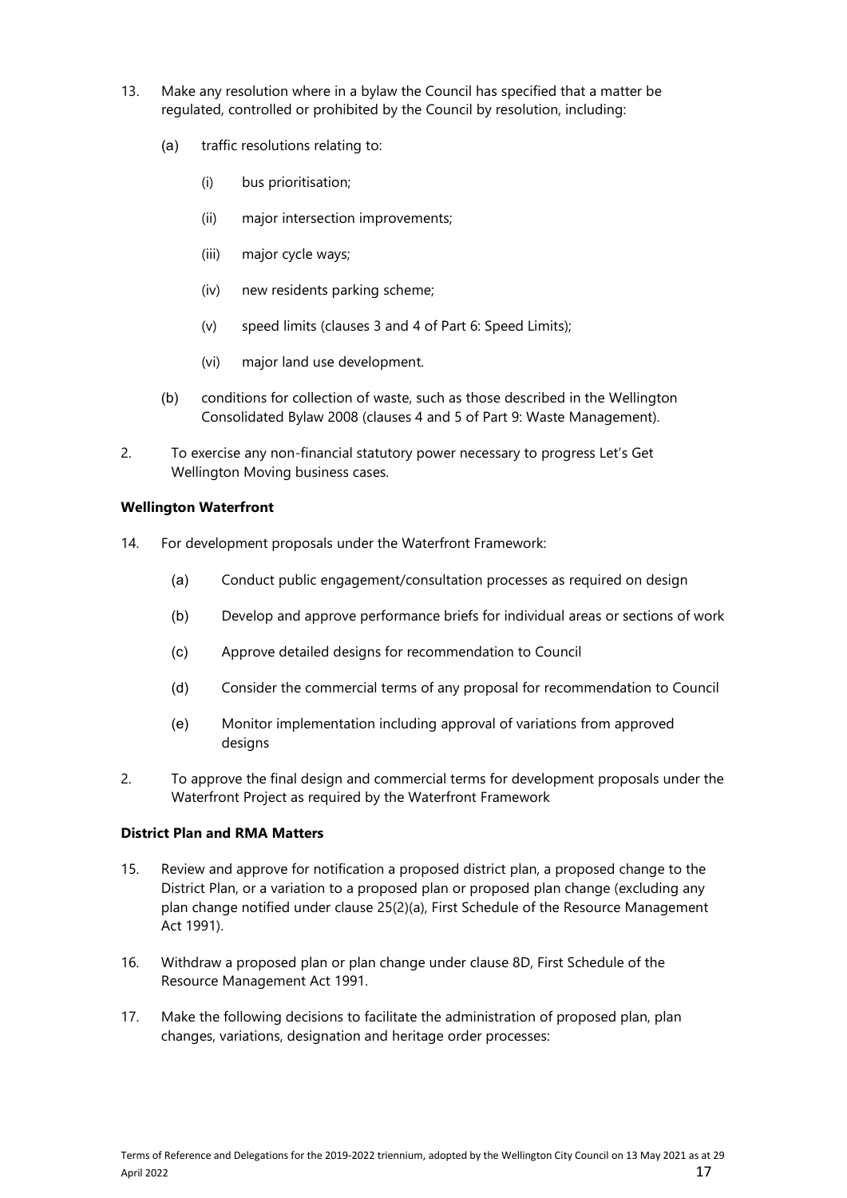13. Make any resolution where in a bylaw the Council has specified that a matter be regulated, controlled or prohibited by the Council by resolution, including:

    (a) traffic resolutions relating to:

        (i) bus prioritisation;

        (ii) major intersection improvements;

        (iii) major cycle ways;

        (iv) new residents parking scheme;

        (v) speed limits (clauses 3 and 4 of Part 6: Speed Limits);

        (vi) major land use development.

    (b) conditions for collection of waste, such as those described in the Wellington Consolidated Bylaw 2008 (clauses 4 and 5 of Part 9: Waste Management).

2. To exercise any non-financial statutory power necessary to progress Let's Get Wellington Moving business cases.

**Wellington Waterfront**

14. For development proposals under the Waterfront Framework:

    (a) Conduct public engagement/consultation processes as required on design

    (b) Develop and approve performance briefs for individual areas or sections of work

    (c) Approve detailed designs for recommendation to Council

    (d) Consider the commercial terms of any proposal for recommendation to Council

    (e) Monitor implementation including approval of variations from approved designs

2. To approve the final design and commercial terms for development proposals under the Waterfront Project as required by the Waterfront Framework

**District Plan and RMA Matters**

15. Review and approve for notification a proposed district plan, a proposed change to the District Plan, or a variation to a proposed plan or proposed plan change (excluding any plan change notified under clause 25(2)(a), First Schedule of the Resource Management Act 1991).

16. Withdraw a proposed plan or plan change under clause 8D, First Schedule of the Resource Management Act 1991.

17. Make the following decisions to facilitate the administration of proposed plan, plan changes, variations, designation and heritage order processes: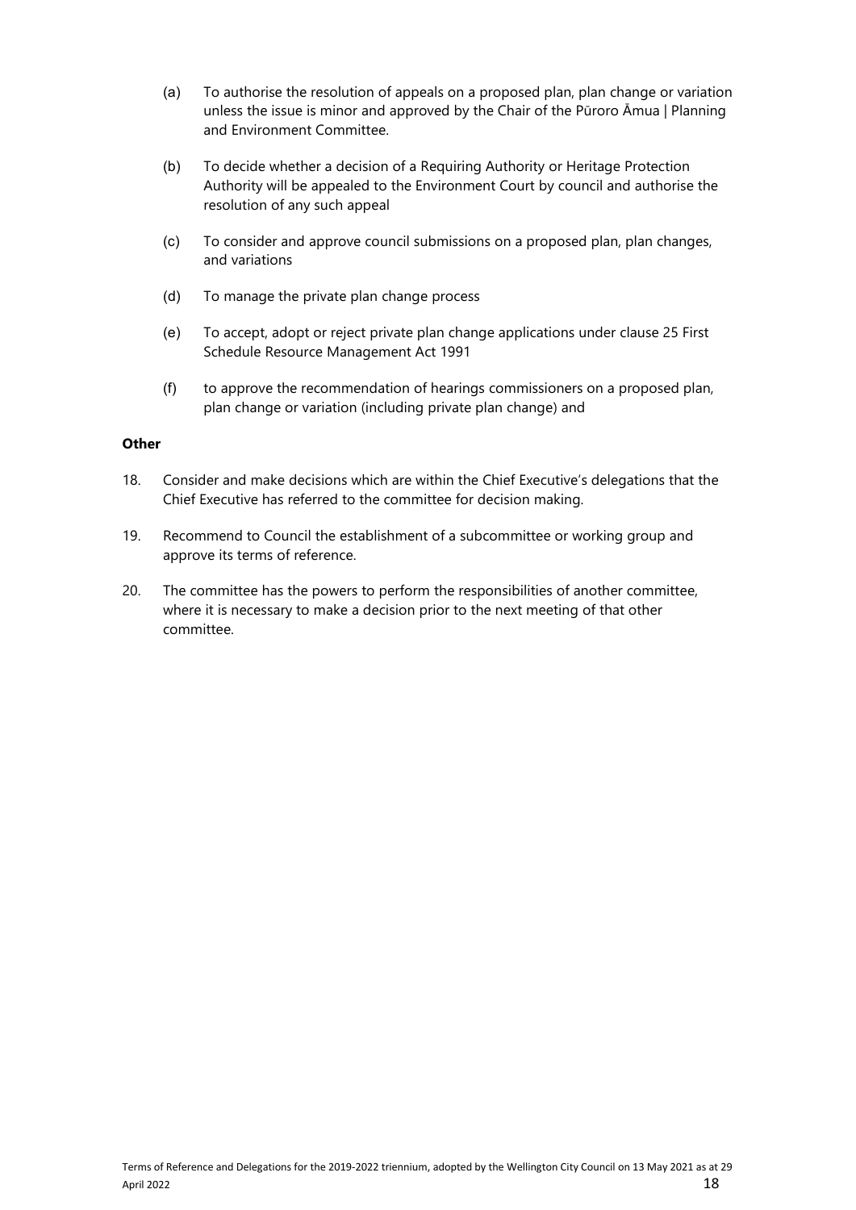(a) To authorise the resolution of appeals on a proposed plan, plan change or variation unless the issue is minor and approved by the Chair of the Pūroro Āmua | Planning and Environment Committee.

(b) To decide whether a decision of a Requiring Authority or Heritage Protection Authority will be appealed to the Environment Court by council and authorise the resolution of any such appeal

(c) To consider and approve council submissions on a proposed plan, plan changes, and variations

(d) To manage the private plan change process

(e) To accept, adopt or reject private plan change applications under clause 25 First Schedule Resource Management Act 1991

(f) to approve the recommendation of hearings commissioners on a proposed plan, plan change or variation (including private plan change) and

**Other**

18. Consider and make decisions which are within the Chief Executive's delegations that the Chief Executive has referred to the committee for decision making.

19. Recommend to Council the establishment of a subcommittee or working group and approve its terms of reference.

20. The committee has the powers to perform the responsibilities of another committee, where it is necessary to make a decision prior to the next meeting of that other committee.